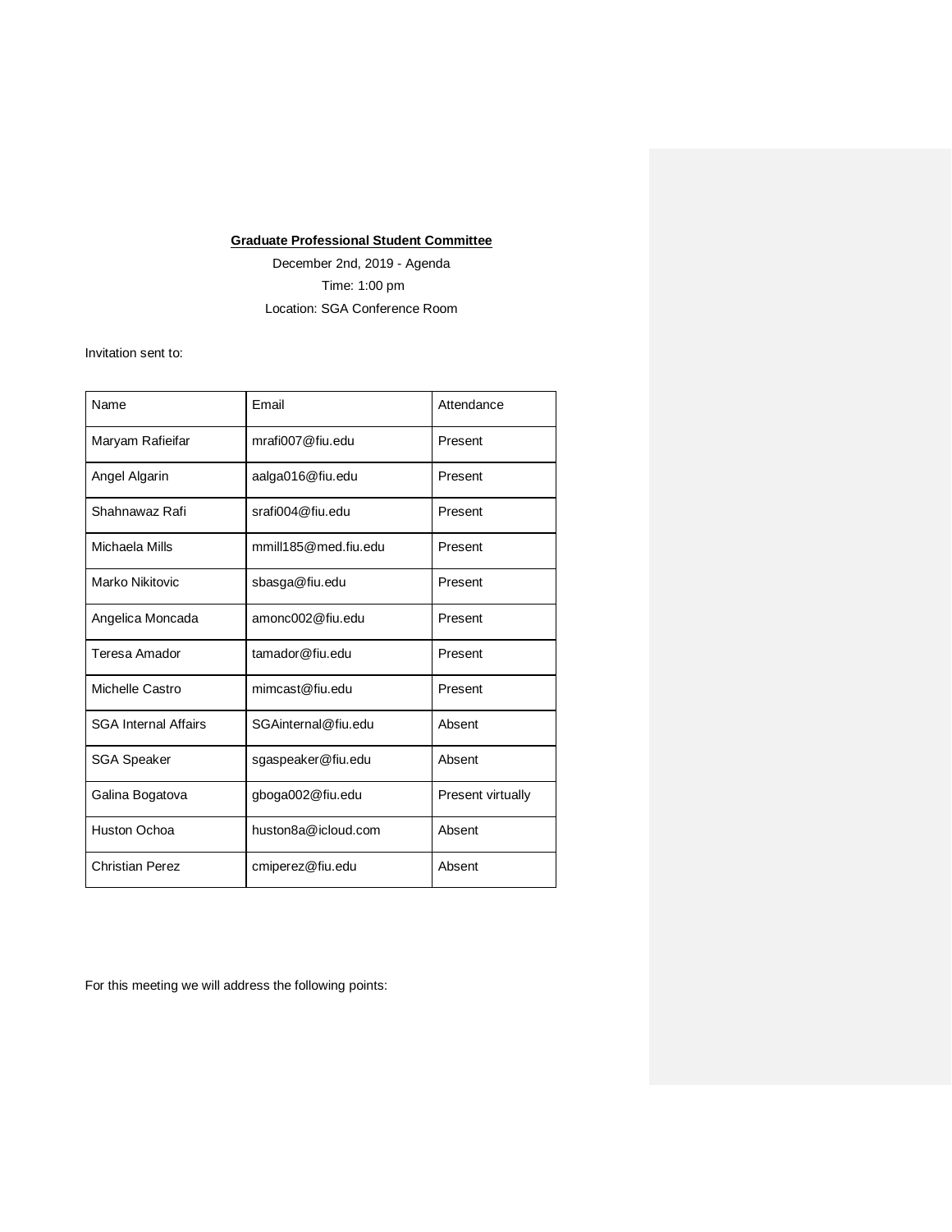**Graduate Professional Student Committee**

December 2nd, 2019 - Agenda

Time: 1:00 pm

Location: SGA Conference Room

Invitation sent to:

| Name | Email | Attendance |
|---|---|---|
| Maryam Rafieifar | mrafi007@fiu.edu | Present |
| Angel Algarin | aalga016@fiu.edu | Present |
| Shahnawaz Rafi | srafi004@fiu.edu | Present |
| Michaela Mills | mmill185@med.fiu.edu | Present |
| Marko Nikitovic | sbasga@fiu.edu | Present |
| Angelica Moncada | amonc002@fiu.edu | Present |
| Teresa Amador | tamador@fiu.edu | Present |
| Michelle Castro | mimcast@fiu.edu | Present |
| SGA Internal Affairs | SGAinternal@fiu.edu | Absent |
| SGA Speaker | sgaspeaker@fiu.edu | Absent |
| Galina Bogatova | gboga002@fiu.edu | Present virtually |
| Huston Ochoa | huston8a@icloud.com | Absent |
| Christian Perez | cmiperez@fiu.edu | Absent |

For this meeting we will address the following points: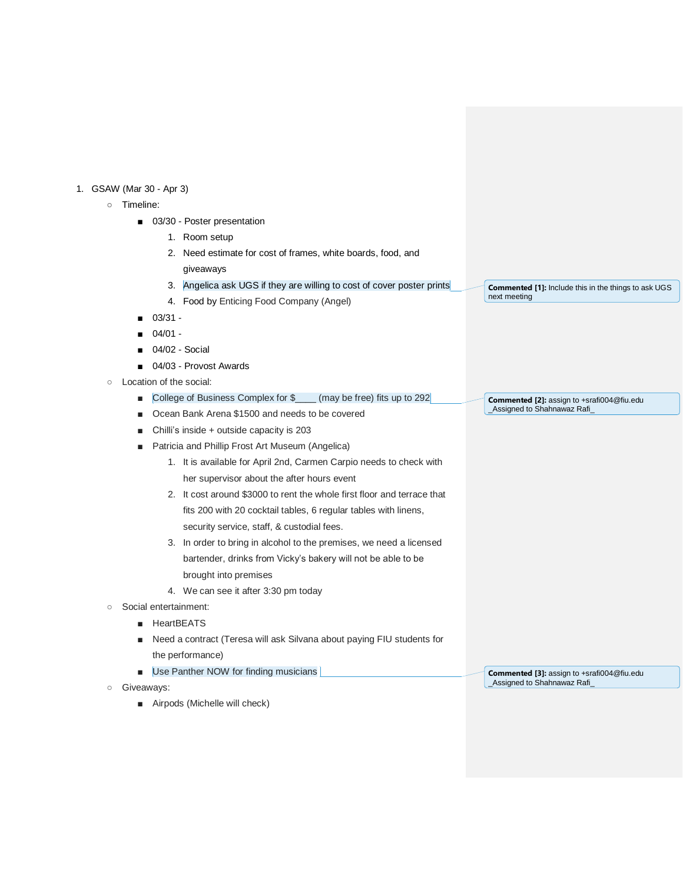1. GSAW (Mar 30 - Apr 3)
    - Timeline:
        - 03/30 - Poster presentation
            1. Room setup
            2. Need estimate for cost of frames, white boards, food, and giveaways
            3. Angelica ask UGS if they are willing to cost of cover poster prints
            4. Food by Enticing Food Company (Angel)
        - 03/31 -
        - 04/01 -
        - 04/02 - Social
        - 04/03 - Provost Awards
    - Location of the social:
        - College of Business Complex for $____ (may be free) fits up to 292
        - Ocean Bank Arena $1500 and needs to be covered
        - Chilli's inside + outside capacity is 203
        - Patricia and Phillip Frost Art Museum (Angelica)
            1. It is available for April 2nd, Carmen Carpio needs to check with her supervisor about the after hours event
            2. It cost around $3000 to rent the whole first floor and terrace that fits 200 with 20 cocktail tables, 6 regular tables with linens, security service, staff, & custodial fees.
            3. In order to bring in alcohol to the premises, we need a licensed bartender, drinks from Vicky's bakery will not be able to be brought into premises
            4. We can see it after 3:30 pm today
    - Social entertainment:
        - HeartBEATS
        - Need a contract (Teresa will ask Silvana about paying FIU students for the performance)
        - Use Panther NOW for finding musicians
    - Giveaways:
        - Airpods (Michelle will check)

**Commented [1]:** Include this in the things to ask UGS next meeting

**Commented [2]:** assign to +srafi004@fiu.edu _Assigned to Shahnawaz Rafi_

**Commented [3]:** assign to +srafi004@fiu.edu _Assigned to Shahnawaz Rafi_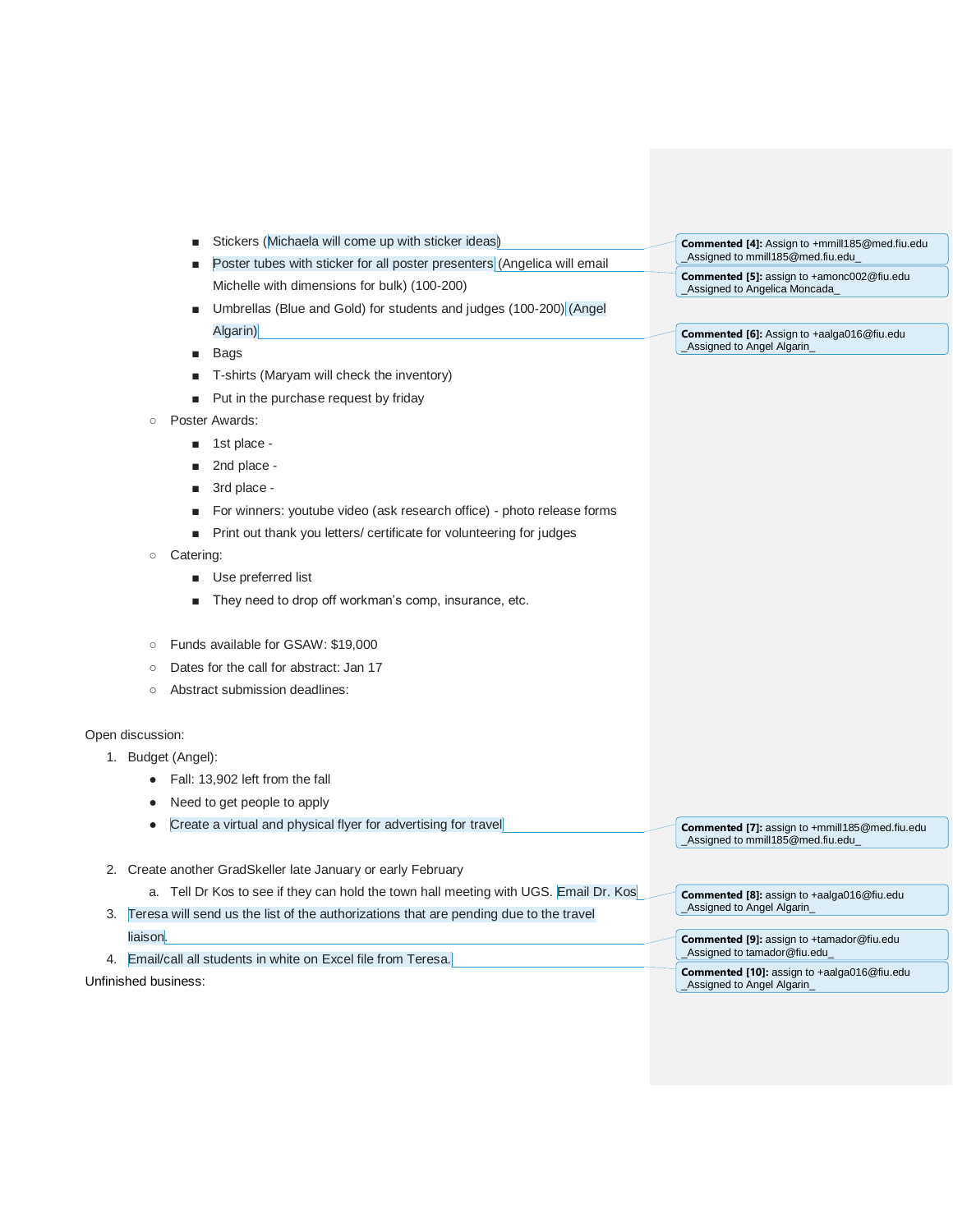- Stickers (Michaela will come up with sticker ideas)
            - Poster tubes with sticker for all poster presenters (Angelica will email Michelle with dimensions for bulk) (100-200)
            - Umbrellas (Blue and Gold) for students and judges (100-200) (Angel Algarin)
            - Bags
            - T-shirts (Maryam will check the inventory)
            - Put in the purchase request by friday
    - Poster Awards:
        - 1st place -
        - 2nd place -
        - 3rd place -
        - For winners: youtube video (ask research office) - photo release forms
        - Print out thank you letters/ certificate for volunteering for judges
    - Catering:
        - Use preferred list
        - They need to drop off workman's comp, insurance, etc.

    - Funds available for GSAW: $19,000
    - Dates for the call for abstract: Jan 17
    - Abstract submission deadlines:

Open discussion:

1. Budget (Angel):
    - Fall: 13,902 left from the fall
    - Need to get people to apply
    - Create a virtual and physical flyer for advertising for travel
2. Create another GradSkeller late January or early February
    a. Tell Dr Kos to see if they can hold the town hall meeting with UGS. Email Dr. Kos
3. Teresa will send us the list of the authorizations that are pending due to the travel liaison.
4. Email/call all students in white on Excel file from Teresa.

Unfinished business:

---

**Commented [4]:** Assign to +mmill185@med.fiu.edu
_Assigned to mmill185@med.fiu.edu_

**Commented [5]:** assign to +amonc002@fiu.edu
_Assigned to Angelica Moncada_

**Commented [6]:** Assign to +aalga016@fiu.edu
_Assigned to Angel Algarin_

**Commented [7]:** assign to +mmill185@med.fiu.edu
_Assigned to mmill185@med.fiu.edu_

**Commented [8]:** assign to +aalga016@fiu.edu
_Assigned to Angel Algarin_

**Commented [9]:** assign to +tamador@fiu.edu
_Assigned to tamador@fiu.edu_

**Commented [10]:** assign to +aalga016@fiu.edu
_Assigned to Angel Algarin_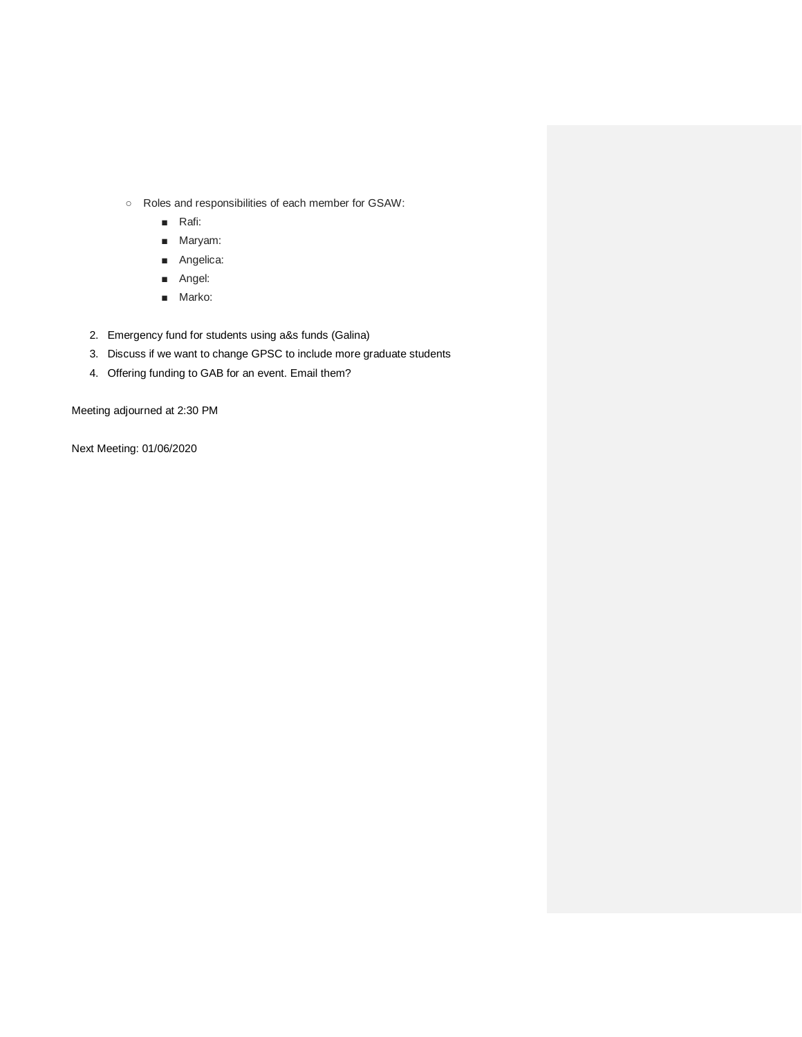- Roles and responsibilities of each member for GSAW:
  - Rafi:
  - Maryam:
  - Angelica:
  - Angel:
  - Marko:

2. Emergency fund for students using a&s funds (Galina)
3. Discuss if we want to change GPSC to include more graduate students
4. Offering funding to GAB for an event. Email them?

Meeting adjourned at 2:30 PM

Next Meeting: 01/06/2020